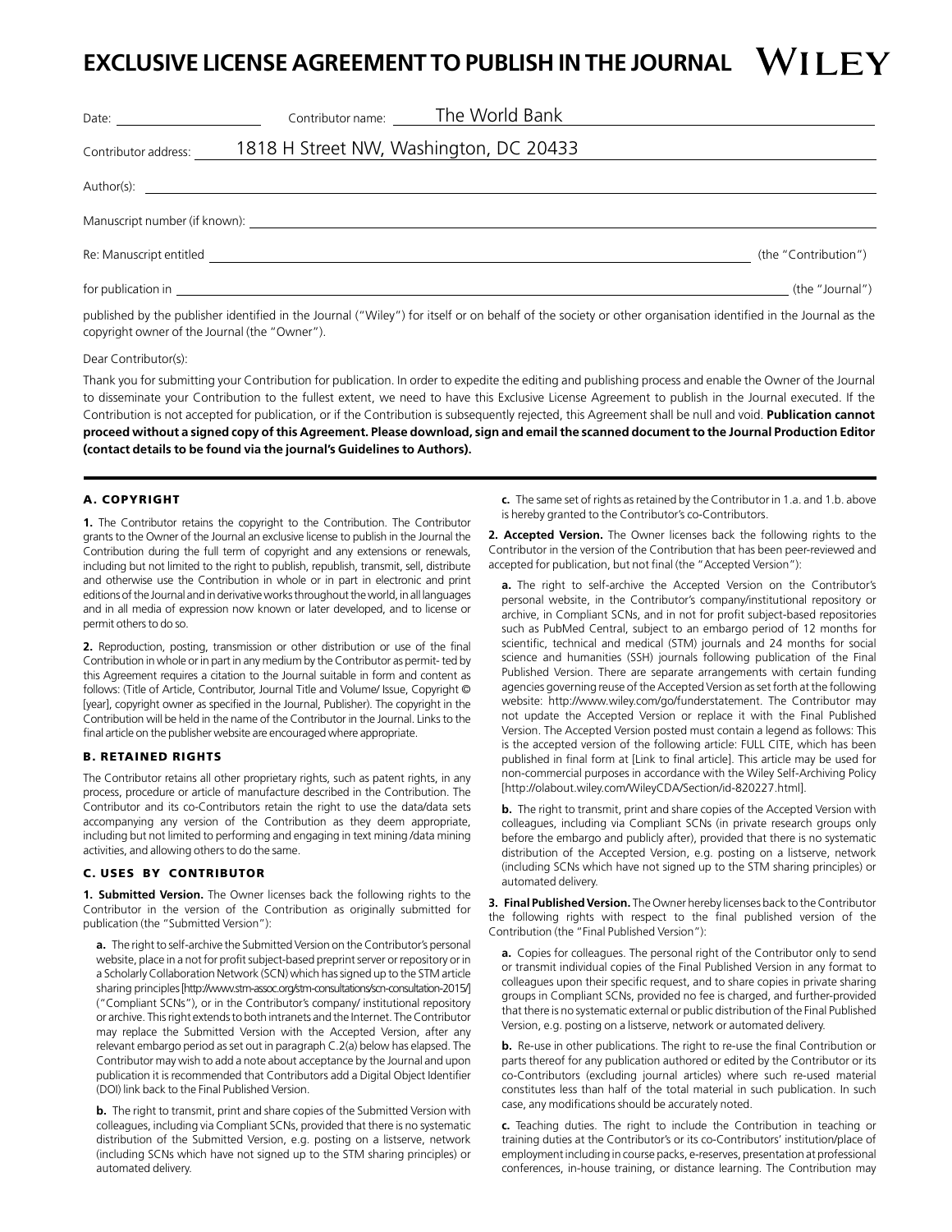# EXCLUSIVE LICENSE AGREEMENT TO PUBLISH IN THE JOURNAL

WILEY

Date: ____________________ Contributor name: The World Bank

Contributor address: 1818 H Street NW, Washington, DC 20433

Author(s): ______________________________________________

Manuscript number (if known): ______________________________________________

Re: Manuscript entitled ______________________________________________ (the "Contribution")

for publication in ______________________________________________ (the "Journal")

published by the publisher identified in the Journal ("Wiley") for itself or on behalf of the society or other organisation identified in the Journal as the copyright owner of the Journal (the "Owner").

Dear Contributor(s):

Thank you for submitting your Contribution for publication. In order to expedite the editing and publishing process and enable the Owner of the Journal to disseminate your Contribution to the fullest extent, we need to have this Exclusive License Agreement to publish in the Journal executed. If the Contribution is not accepted for publication, or if the Contribution is subsequently rejected, this Agreement shall be null and void. **Publication cannot proceed without a signed copy of this Agreement. Please download, sign and email the scanned document to the Journal Production Editor (contact details to be found via the journal's Guidelines to Authors).**

---

## A. COPYRIGHT

**1.** The Contributor retains the copyright to the Contribution. The Contributor grants to the Owner of the Journal an exclusive license to publish in the Journal the Contribution during the full term of copyright and any extensions or renewals, including but not limited to the right to publish, republish, transmit, sell, distribute and otherwise use the Contribution in whole or in part in electronic and print editions of the Journal and in derivative works throughout the world, in all languages and in all media of expression now known or later developed, and to license or permit others to do so.

**2.** Reproduction, posting, transmission or other distribution or use of the final Contribution in whole or in part in any medium by the Contributor as permit- ted by this Agreement requires a citation to the Journal suitable in form and content as follows: (Title of Article, Contributor, Journal Title and Volume/ Issue, Copyright © [year], copyright owner as specified in the Journal, Publisher). The copyright in the Contribution will be held in the name of the Contributor in the Journal. Links to the final article on the publisher website are encouraged where appropriate.

## B. RETAINED RIGHTS

The Contributor retains all other proprietary rights, such as patent rights, in any process, procedure or article of manufacture described in the Contribution. The Contributor and its co-Contributors retain the right to use the data/data sets accompanying any version of the Contribution as they deem appropriate, including but not limited to performing and engaging in text mining /data mining activities, and allowing others to do the same.

## C. USES BY CONTRIBUTOR

**1. Submitted Version.** The Owner licenses back the following rights to the Contributor in the version of the Contribution as originally submitted for publication (the "Submitted Version"):

**a.** The right to self-archive the Submitted Version on the Contributor's personal website, place in a not for profit subject-based preprint server or repository or in a Scholarly Collaboration Network (SCN) which has signed up to the STM article sharing principles [http://www.stm-assoc.org/stm-consultations/scn-consultation-2015/] ("Compliant SCNs"), or in the Contributor's company/ institutional repository or archive. This right extends to both intranets and the Internet. The Contributor may replace the Submitted Version with the Accepted Version, after any relevant embargo period as set out in paragraph C.2(a) below has elapsed. The Contributor may wish to add a note about acceptance by the Journal and upon publication it is recommended that Contributors add a Digital Object Identifier (DOI) link back to the Final Published Version.

**b.** The right to transmit, print and share copies of the Submitted Version with colleagues, including via Compliant SCNs, provided that there is no systematic distribution of the Submitted Version, e.g. posting on a listserve, network (including SCNs which have not signed up to the STM sharing principles) or automated delivery.

**c.** The same set of rights as retained by the Contributor in 1.a. and 1.b. above is hereby granted to the Contributor's co-Contributors.

**2. Accepted Version.** The Owner licenses back the following rights to the Contributor in the version of the Contribution that has been peer-reviewed and accepted for publication, but not final (the "Accepted Version"):

**a.** The right to self-archive the Accepted Version on the Contributor's personal website, in the Contributor's company/institutional repository or archive, in Compliant SCNs, and in not for profit subject-based repositories such as PubMed Central, subject to an embargo period of 12 months for scientific, technical and medical (STM) journals and 24 months for social science and humanities (SSH) journals following publication of the Final Published Version. There are separate arrangements with certain funding agencies governing reuse of the Accepted Version as set forth at the following website: http://www.wiley.com/go/funderstatement. The Contributor may not update the Accepted Version or replace it with the Final Published Version. The Accepted Version posted must contain a legend as follows: This is the accepted version of the following article: FULL CITE, which has been published in final form at [Link to final article]. This article may be used for non-commercial purposes in accordance with the Wiley Self-Archiving Policy [http://olabout.wiley.com/WileyCDA/Section/id-820227.html].

**b.** The right to transmit, print and share copies of the Accepted Version with colleagues, including via Compliant SCNs (in private research groups only before the embargo and publicly after), provided that there is no systematic distribution of the Accepted Version, e.g. posting on a listserve, network (including SCNs which have not signed up to the STM sharing principles) or automated delivery.

**3. Final Published Version.** The Owner hereby licenses back to the Contributor the following rights with respect to the final published version of the Contribution (the "Final Published Version"):

**a.** Copies for colleagues. The personal right of the Contributor only to send or transmit individual copies of the Final Published Version in any format to colleagues upon their specific request, and to share copies in private sharing groups in Compliant SCNs, provided no fee is charged, and further-provided that there is no systematic external or public distribution of the Final Published Version, e.g. posting on a listserve, network or automated delivery.

**b.** Re-use in other publications. The right to re-use the final Contribution or parts thereof for any publication authored or edited by the Contributor or its co-Contributors (excluding journal articles) where such re-used material constitutes less than half of the total material in such publication. In such case, any modifications should be accurately noted.

**c.** Teaching duties. The right to include the Contribution in teaching or training duties at the Contributor's or its co-Contributors' institution/place of employment including in course packs, e-reserves, presentation at professional conferences, in-house training, or distance learning. The Contribution may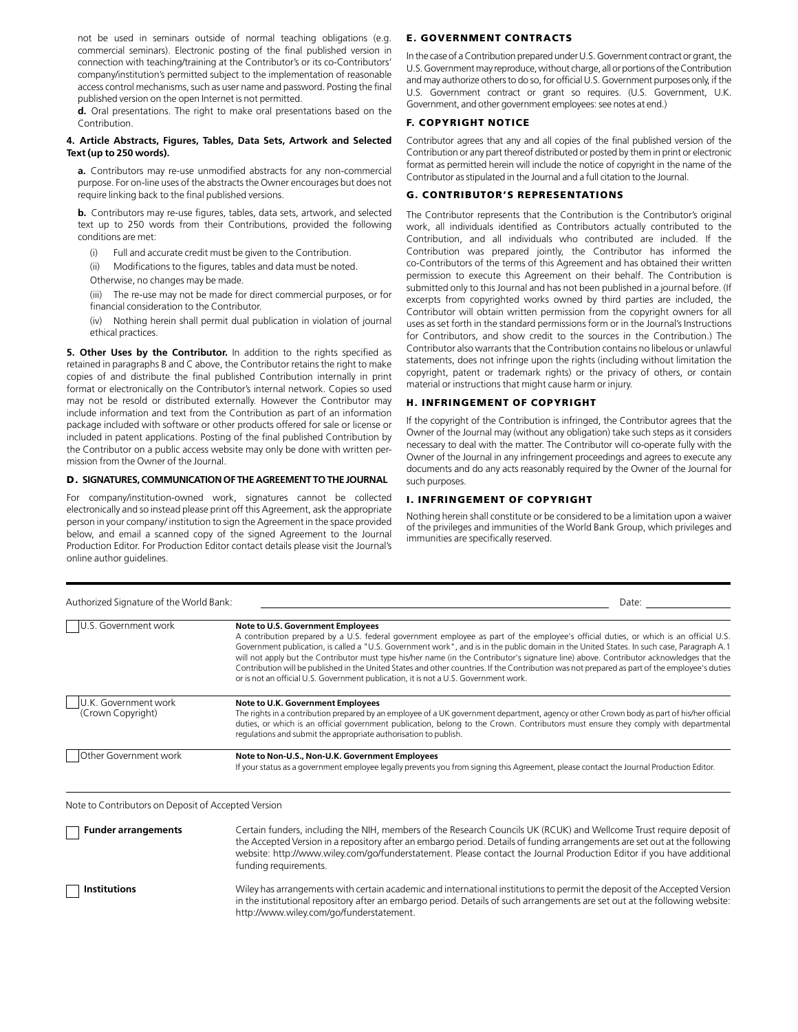not be used in seminars outside of normal teaching obligations (e.g. commercial seminars). Electronic posting of the final published version in connection with teaching/training at the Contributor's or its co-Contributors' company/institution's permitted subject to the implementation of reasonable access control mechanisms, such as user name and password. Posting the final published version on the open Internet is not permitted.

**d.** Oral presentations. The right to make oral presentations based on the Contribution.

**4. Article Abstracts, Figures, Tables, Data Sets, Artwork and Selected Text (up to 250 words).**

**a.** Contributors may re-use unmodified abstracts for any non-commercial purpose. For on-line uses of the abstracts the Owner encourages but does not require linking back to the final published versions.

**b.** Contributors may re-use figures, tables, data sets, artwork, and selected text up to 250 words from their Contributions, provided the following conditions are met:

(i) Full and accurate credit must be given to the Contribution.

(ii) Modifications to the figures, tables and data must be noted.

Otherwise, no changes may be made.

(iii) The re-use may not be made for direct commercial purposes, or for financial consideration to the Contributor.

(iv) Nothing herein shall permit dual publication in violation of journal ethical practices.

**5. Other Uses by the Contributor.** In addition to the rights specified as retained in paragraphs B and C above, the Contributor retains the right to make copies of and distribute the final published Contribution internally in print format or electronically on the Contributor's internal network. Copies so used may not be resold or distributed externally. However the Contributor may include information and text from the Contribution as part of an information package included with software or other products offered for sale or license or included in patent applications. Posting of the final published Contribution by the Contributor on a public access website may only be done with written permission from the Owner of the Journal.

## D. SIGNATURES, COMMUNICATION OF THE AGREEMENT TO THE JOURNAL

For company/institution-owned work, signatures cannot be collected electronically and so instead please print off this Agreement, ask the appropriate person in your company/ institution to sign the Agreement in the space provided below, and email a scanned copy of the signed Agreement to the Journal Production Editor. For Production Editor contact details please visit the Journal's online author guidelines.

## E. GOVERNMENT CONTRACTS

In the case of a Contribution prepared under U.S. Government contract or grant, the U.S. Government may reproduce, without charge, all or portions of the Contribution and may authorize others to do so, for official U.S. Government purposes only, if the U.S. Government contract or grant so requires. (U.S. Government, U.K. Government, and other government employees: see notes at end.)

## F. COPYRIGHT NOTICE

Contributor agrees that any and all copies of the final published version of the Contribution or any part thereof distributed or posted by them in print or electronic format as permitted herein will include the notice of copyright in the name of the Contributor as stipulated in the Journal and a full citation to the Journal.

## G. CONTRIBUTOR'S REPRESENTATIONS

The Contributor represents that the Contribution is the Contributor's original work, all individuals identified as Contributors actually contributed to the Contribution, and all individuals who contributed are included. If the Contribution was prepared jointly, the Contributor has informed the co-Contributors of the terms of this Agreement and has obtained their written permission to execute this Agreement on their behalf. The Contribution is submitted only to this Journal and has not been published in a journal before. (If excerpts from copyrighted works owned by third parties are included, the Contributor will obtain written permission from the copyright owners for all uses as set forth in the standard permissions form or in the Journal's Instructions for Contributors, and show credit to the sources in the Contribution.) The Contributor also warrants that the Contribution contains no libelous or unlawful statements, does not infringe upon the rights (including without limitation the copyright, patent or trademark rights) or the privacy of others, or contain material or instructions that might cause harm or injury.

## H. INFRINGEMENT OF COPYRIGHT

If the copyright of the Contribution is infringed, the Contributor agrees that the Owner of the Journal may (without any obligation) take such steps as it considers necessary to deal with the matter. The Contributor will co-operate fully with the Owner of the Journal in any infringement proceedings and agrees to execute any documents and do any acts reasonably required by the Owner of the Journal for such purposes.

## I. INFRINGEMENT OF COPYRIGHT

Nothing herein shall constitute or be considered to be a limitation upon a waiver of the privileges and immunities of the World Bank Group, which privileges and immunities are specifically reserved.

Authorized Signature of the World Bank: ______________________________ Date: ______________

☐ U.S. Government work

**Note to U.S. Government Employees**
A contribution prepared by a U.S. federal government employee as part of the employee's official duties, or which is an official U.S. Government publication, is called a "U.S. Government work", and is in the public domain in the United States. In such case, Paragraph A.1 will not apply but the Contributor must type his/her name (in the Contributor's signature line) above. Contributor acknowledges that the Contribution will be published in the United States and other countries. If the Contribution was not prepared as part of the employee's duties or is not an official U.S. Government publication, it is not a U.S. Government work.

☐ U.K. Government work (Crown Copyright)

**Note to U.K. Government Employees**
The rights in a contribution prepared by an employee of a UK government department, agency or other Crown body as part of his/her official duties, or which is an official government publication, belong to the Crown. Contributors must ensure they comply with departmental regulations and submit the appropriate authorisation to publish.

☐ Other Government work

**Note to Non-U.S., Non-U.K. Government Employees**
If your status as a government employee legally prevents you from signing this Agreement, please contact the Journal Production Editor.

Note to Contributors on Deposit of Accepted Version

☐ **Funder arrangements**

Certain funders, including the NIH, members of the Research Councils UK (RCUK) and Wellcome Trust require deposit of the Accepted Version in a repository after an embargo period. Details of funding arrangements are set out at the following website: http://www.wiley.com/go/funderstatement. Please contact the Journal Production Editor if you have additional funding requirements.

☐ **Institutions**

Wiley has arrangements with certain academic and international institutions to permit the deposit of the Accepted Version in the institutional repository after an embargo period. Details of such arrangements are set out at the following website: http://www.wiley.com/go/funderstatement.